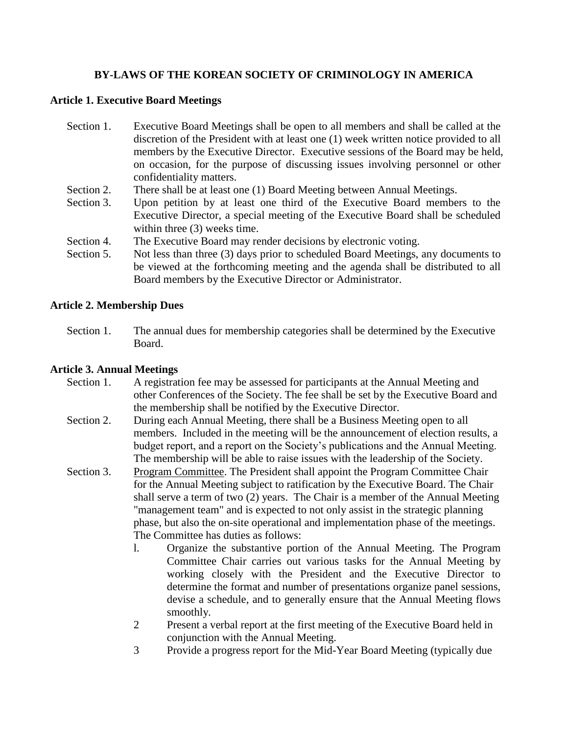# BY-LAWS OF THE KOREAN SOCIETY OF CRIMINOLOGY IN AMERICA

## Article 1. Executive Board Meetings

Section 1. Executive Board Meetings shall be open to all members and shall be called at the discretion of the President with at least one (1) week written notice provided to all members by the Executive Director. Executive sessions of the Board may be held, on occasion, for the purpose of discussing issues involving personnel or other confidentiality matters.

Section 2. There shall be at least one (1) Board Meeting between Annual Meetings.

Section 3. Upon petition by at least one third of the Executive Board members to the Executive Director, a special meeting of the Executive Board shall be scheduled within three (3) weeks time.

Section 4. The Executive Board may render decisions by electronic voting.

Section 5. Not less than three (3) days prior to scheduled Board Meetings, any documents to be viewed at the forthcoming meeting and the agenda shall be distributed to all Board members by the Executive Director or Administrator.

## Article 2. Membership Dues

Section 1. The annual dues for membership categories shall be determined by the Executive Board.

## Article 3. Annual Meetings

Section 1. A registration fee may be assessed for participants at the Annual Meeting and other Conferences of the Society. The fee shall be set by the Executive Board and the membership shall be notified by the Executive Director.

Section 2. During each Annual Meeting, there shall be a Business Meeting open to all members. Included in the meeting will be the announcement of election results, a budget report, and a report on the Society's publications and the Annual Meeting. The membership will be able to raise issues with the leadership of the Society.

Section 3. Program Committee. The President shall appoint the Program Committee Chair for the Annual Meeting subject to ratification by the Executive Board. The Chair shall serve a term of two (2) years. The Chair is a member of the Annual Meeting "management team" and is expected to not only assist in the strategic planning phase, but also the on-site operational and implementation phase of the meetings. The Committee has duties as follows:

l. Organize the substantive portion of the Annual Meeting. The Program Committee Chair carries out various tasks for the Annual Meeting by working closely with the President and the Executive Director to determine the format and number of presentations organize panel sessions, devise a schedule, and to generally ensure that the Annual Meeting flows smoothly.

2 Present a verbal report at the first meeting of the Executive Board held in conjunction with the Annual Meeting.

3 Provide a progress report for the Mid-Year Board Meeting (typically due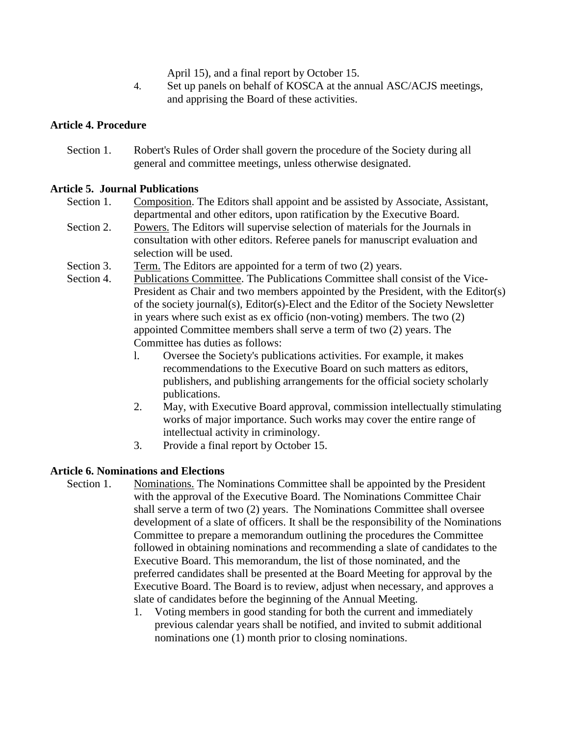April 15), and a final report by October 15.

4. Set up panels on behalf of KOSCA at the annual ASC/ACJS meetings, and apprising the Board of these activities.

**Article 4. Procedure**

Section 1. Robert's Rules of Order shall govern the procedure of the Society during all general and committee meetings, unless otherwise designated.

**Article 5. Journal Publications**

Section 1. Composition. The Editors shall appoint and be assisted by Associate, Assistant, departmental and other editors, upon ratification by the Executive Board.

Section 2. Powers. The Editors will supervise selection of materials for the Journals in consultation with other editors. Referee panels for manuscript evaluation and selection will be used.

Section 3. Term. The Editors are appointed for a term of two (2) years.

Section 4. Publications Committee. The Publications Committee shall consist of the Vice-President as Chair and two members appointed by the President, with the Editor(s) of the society journal(s), Editor(s)-Elect and the Editor of the Society Newsletter in years where such exist as ex officio (non-voting) members. The two (2) appointed Committee members shall serve a term of two (2) years. The Committee has duties as follows:

l. Oversee the Society's publications activities. For example, it makes recommendations to the Executive Board on such matters as editors, publishers, and publishing arrangements for the official society scholarly publications.
2. May, with Executive Board approval, commission intellectually stimulating works of major importance. Such works may cover the entire range of intellectual activity in criminology.
3. Provide a final report by October 15.

**Article 6. Nominations and Elections**

Section 1. Nominations. The Nominations Committee shall be appointed by the President with the approval of the Executive Board. The Nominations Committee Chair shall serve a term of two (2) years. The Nominations Committee shall oversee development of a slate of officers. It shall be the responsibility of the Nominations Committee to prepare a memorandum outlining the procedures the Committee followed in obtaining nominations and recommending a slate of candidates to the Executive Board. This memorandum, the list of those nominated, and the preferred candidates shall be presented at the Board Meeting for approval by the Executive Board. The Board is to review, adjust when necessary, and approves a slate of candidates before the beginning of the Annual Meeting.

1. Voting members in good standing for both the current and immediately previous calendar years shall be notified, and invited to submit additional nominations one (1) month prior to closing nominations.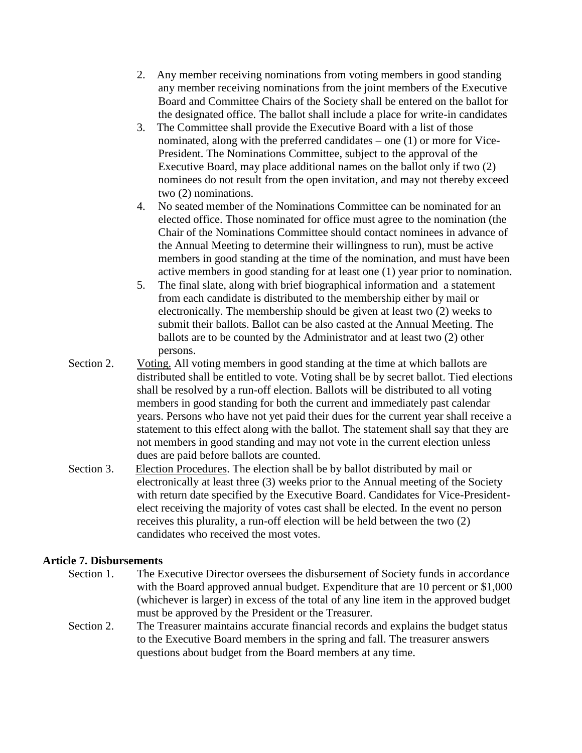2. Any member receiving nominations from voting members in good standing any member receiving nominations from the joint members of the Executive Board and Committee Chairs of the Society shall be entered on the ballot for the designated office. The ballot shall include a place for write-in candidates
3. The Committee shall provide the Executive Board with a list of those nominated, along with the preferred candidates – one (1) or more for Vice-President. The Nominations Committee, subject to the approval of the Executive Board, may place additional names on the ballot only if two (2) nominees do not result from the open invitation, and may not thereby exceed two (2) nominations.
4. No seated member of the Nominations Committee can be nominated for an elected office. Those nominated for office must agree to the nomination (the Chair of the Nominations Committee should contact nominees in advance of the Annual Meeting to determine their willingness to run), must be active members in good standing at the time of the nomination, and must have been active members in good standing for at least one (1) year prior to nomination.
5. The final slate, along with brief biographical information and a statement from each candidate is distributed to the membership either by mail or electronically. The membership should be given at least two (2) weeks to submit their ballots. Ballot can be also casted at the Annual Meeting. The ballots are to be counted by the Administrator and at least two (2) other persons.

Section 2. Voting. All voting members in good standing at the time at which ballots are distributed shall be entitled to vote. Voting shall be by secret ballot. Tied elections shall be resolved by a run-off election. Ballots will be distributed to all voting members in good standing for both the current and immediately past calendar years. Persons who have not yet paid their dues for the current year shall receive a statement to this effect along with the ballot. The statement shall say that they are not members in good standing and may not vote in the current election unless dues are paid before ballots are counted.

Section 3. Election Procedures. The election shall be by ballot distributed by mail or electronically at least three (3) weeks prior to the Annual meeting of the Society with return date specified by the Executive Board. Candidates for Vice-President-elect receiving the majority of votes cast shall be elected. In the event no person receives this plurality, a run-off election will be held between the two (2) candidates who received the most votes.

**Article 7. Disbursements**

Section 1. The Executive Director oversees the disbursement of Society funds in accordance with the Board approved annual budget. Expenditure that are 10 percent or $1,000 (whichever is larger) in excess of the total of any line item in the approved budget must be approved by the President or the Treasurer.

Section 2. The Treasurer maintains accurate financial records and explains the budget status to the Executive Board members in the spring and fall. The treasurer answers questions about budget from the Board members at any time.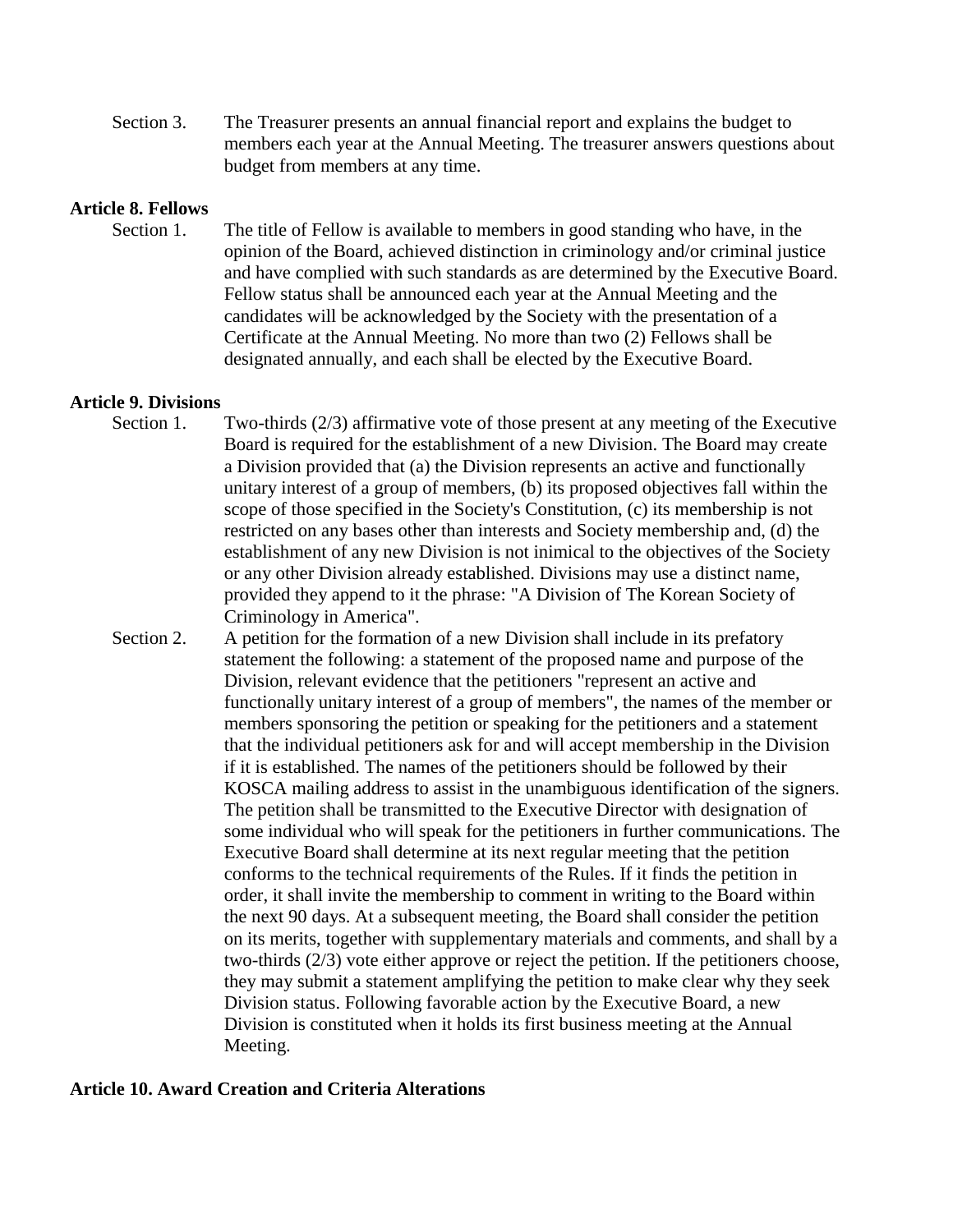Section 3. The Treasurer presents an annual financial report and explains the budget to members each year at the Annual Meeting. The treasurer answers questions about budget from members at any time.

**Article 8. Fellows**

Section 1. The title of Fellow is available to members in good standing who have, in the opinion of the Board, achieved distinction in criminology and/or criminal justice and have complied with such standards as are determined by the Executive Board. Fellow status shall be announced each year at the Annual Meeting and the candidates will be acknowledged by the Society with the presentation of a Certificate at the Annual Meeting. No more than two (2) Fellows shall be designated annually, and each shall be elected by the Executive Board.

**Article 9. Divisions**

Section 1. Two-thirds (2/3) affirmative vote of those present at any meeting of the Executive Board is required for the establishment of a new Division. The Board may create a Division provided that (a) the Division represents an active and functionally unitary interest of a group of members, (b) its proposed objectives fall within the scope of those specified in the Society's Constitution, (c) its membership is not restricted on any bases other than interests and Society membership and, (d) the establishment of any new Division is not inimical to the objectives of the Society or any other Division already established. Divisions may use a distinct name, provided they append to it the phrase: "A Division of The Korean Society of Criminology in America".

Section 2. A petition for the formation of a new Division shall include in its prefatory statement the following: a statement of the proposed name and purpose of the Division, relevant evidence that the petitioners "represent an active and functionally unitary interest of a group of members", the names of the member or members sponsoring the petition or speaking for the petitioners and a statement that the individual petitioners ask for and will accept membership in the Division if it is established. The names of the petitioners should be followed by their KOSCA mailing address to assist in the unambiguous identification of the signers. The petition shall be transmitted to the Executive Director with designation of some individual who will speak for the petitioners in further communications. The Executive Board shall determine at its next regular meeting that the petition conforms to the technical requirements of the Rules. If it finds the petition in order, it shall invite the membership to comment in writing to the Board within the next 90 days. At a subsequent meeting, the Board shall consider the petition on its merits, together with supplementary materials and comments, and shall by a two-thirds (2/3) vote either approve or reject the petition. If the petitioners choose, they may submit a statement amplifying the petition to make clear why they seek Division status. Following favorable action by the Executive Board, a new Division is constituted when it holds its first business meeting at the Annual Meeting.

**Article 10. Award Creation and Criteria Alterations**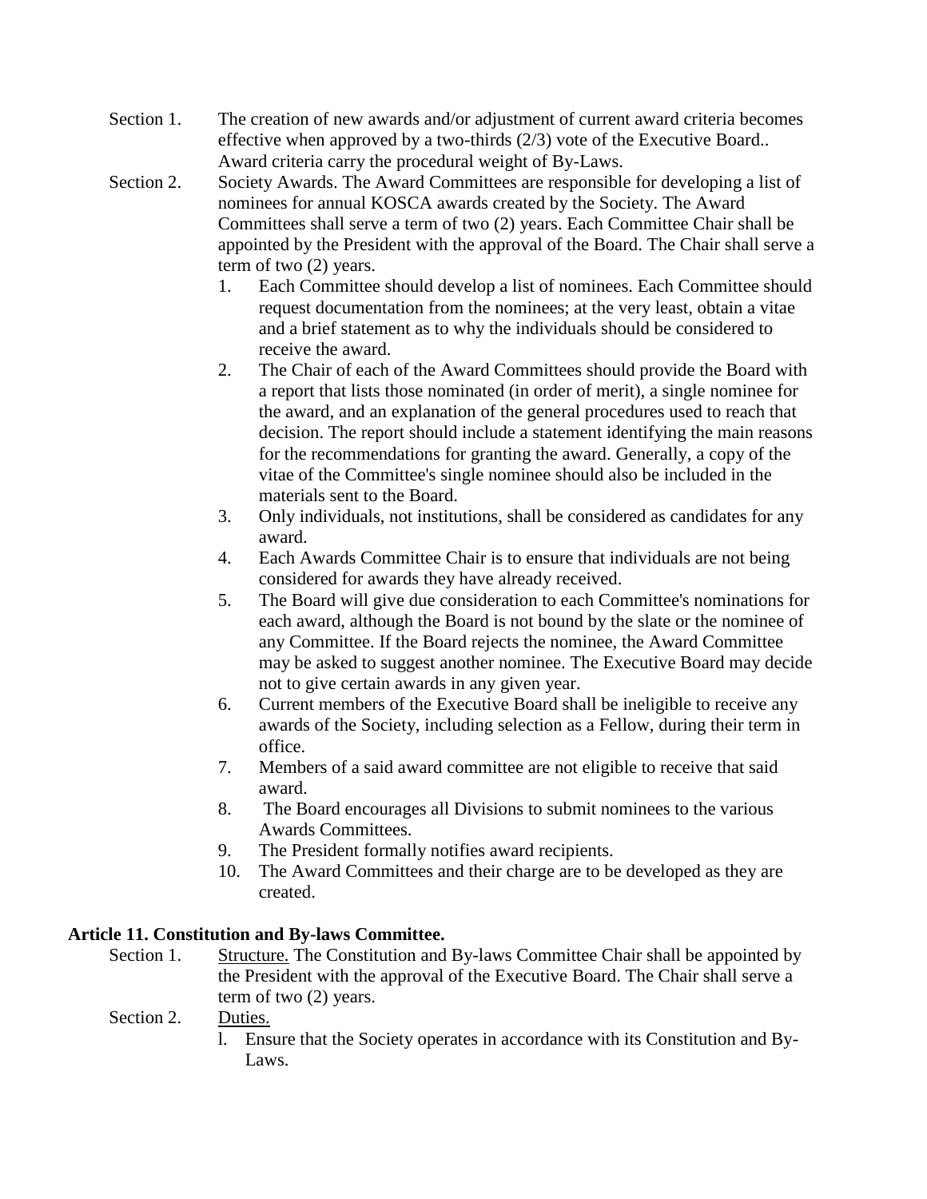Section 1. The creation of new awards and/or adjustment of current award criteria becomes effective when approved by a two-thirds (2/3) vote of the Executive Board.. Award criteria carry the procedural weight of By-Laws.

Section 2. Society Awards. The Award Committees are responsible for developing a list of nominees for annual KOSCA awards created by the Society. The Award Committees shall serve a term of two (2) years. Each Committee Chair shall be appointed by the President with the approval of the Board. The Chair shall serve a term of two (2) years.

1. Each Committee should develop a list of nominees. Each Committee should request documentation from the nominees; at the very least, obtain a vitae and a brief statement as to why the individuals should be considered to receive the award.
2. The Chair of each of the Award Committees should provide the Board with a report that lists those nominated (in order of merit), a single nominee for the award, and an explanation of the general procedures used to reach that decision. The report should include a statement identifying the main reasons for the recommendations for granting the award. Generally, a copy of the vitae of the Committee's single nominee should also be included in the materials sent to the Board.
3. Only individuals, not institutions, shall be considered as candidates for any award.
4. Each Awards Committee Chair is to ensure that individuals are not being considered for awards they have already received.
5. The Board will give due consideration to each Committee's nominations for each award, although the Board is not bound by the slate or the nominee of any Committee. If the Board rejects the nominee, the Award Committee may be asked to suggest another nominee. The Executive Board may decide not to give certain awards in any given year.
6. Current members of the Executive Board shall be ineligible to receive any awards of the Society, including selection as a Fellow, during their term in office.
7. Members of a said award committee are not eligible to receive that said award.
8. The Board encourages all Divisions to submit nominees to the various Awards Committees.
9. The President formally notifies award recipients.
10. The Award Committees and their charge are to be developed as they are created.

**Article 11. Constitution and By-laws Committee.**

Section 1. Structure. The Constitution and By-laws Committee Chair shall be appointed by the President with the approval of the Executive Board. The Chair shall serve a term of two (2) years.

Section 2. Duties.

1. Ensure that the Society operates in accordance with its Constitution and By-Laws.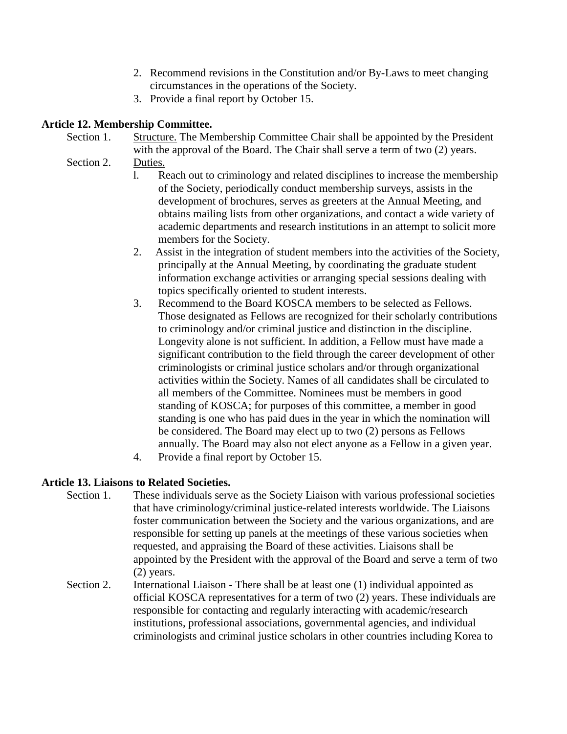2. Recommend revisions in the Constitution and/or By-Laws to meet changing circumstances in the operations of the Society.
3. Provide a final report by October 15.

**Article 12. Membership Committee.**

Section 1. Structure. The Membership Committee Chair shall be appointed by the President with the approval of the Board. The Chair shall serve a term of two (2) years.

Section 2. Duties.

1. Reach out to criminology and related disciplines to increase the membership of the Society, periodically conduct membership surveys, assists in the development of brochures, serves as greeters at the Annual Meeting, and obtains mailing lists from other organizations, and contact a wide variety of academic departments and research institutions in an attempt to solicit more members for the Society.
2. Assist in the integration of student members into the activities of the Society, principally at the Annual Meeting, by coordinating the graduate student information exchange activities or arranging special sessions dealing with topics specifically oriented to student interests.
3. Recommend to the Board KOSCA members to be selected as Fellows. Those designated as Fellows are recognized for their scholarly contributions to criminology and/or criminal justice and distinction in the discipline. Longevity alone is not sufficient. In addition, a Fellow must have made a significant contribution to the field through the career development of other criminologists or criminal justice scholars and/or through organizational activities within the Society. Names of all candidates shall be circulated to all members of the Committee. Nominees must be members in good standing of KOSCA; for purposes of this committee, a member in good standing is one who has paid dues in the year in which the nomination will be considered. The Board may elect up to two (2) persons as Fellows annually. The Board may also not elect anyone as a Fellow in a given year.
4. Provide a final report by October 15.

**Article 13. Liaisons to Related Societies.**

Section 1. These individuals serve as the Society Liaison with various professional societies that have criminology/criminal justice-related interests worldwide. The Liaisons foster communication between the Society and the various organizations, and are responsible for setting up panels at the meetings of these various societies when requested, and appraising the Board of these activities. Liaisons shall be appointed by the President with the approval of the Board and serve a term of two (2) years.

Section 2. International Liaison - There shall be at least one (1) individual appointed as official KOSCA representatives for a term of two (2) years. These individuals are responsible for contacting and regularly interacting with academic/research institutions, professional associations, governmental agencies, and individual criminologists and criminal justice scholars in other countries including Korea to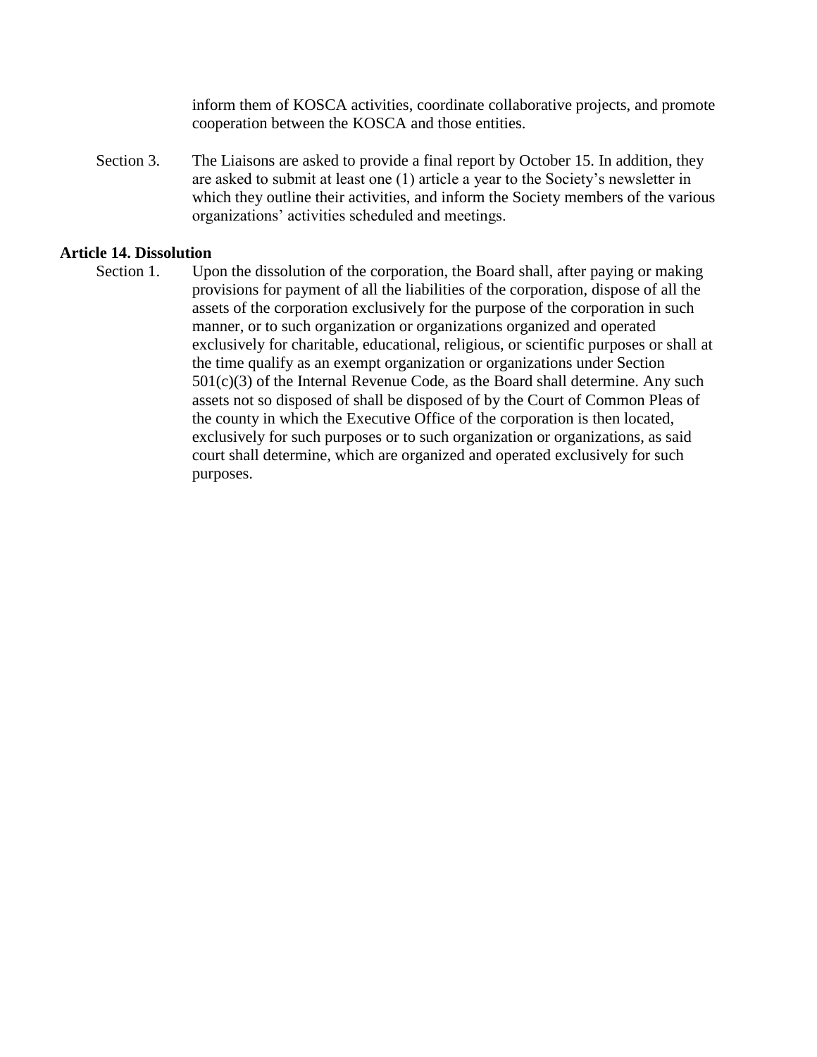inform them of KOSCA activities, coordinate collaborative projects, and promote cooperation between the KOSCA and those entities.

Section 3. The Liaisons are asked to provide a final report by October 15. In addition, they are asked to submit at least one (1) article a year to the Society's newsletter in which they outline their activities, and inform the Society members of the various organizations' activities scheduled and meetings.

**Article 14. Dissolution**

Section 1. Upon the dissolution of the corporation, the Board shall, after paying or making provisions for payment of all the liabilities of the corporation, dispose of all the assets of the corporation exclusively for the purpose of the corporation in such manner, or to such organization or organizations organized and operated exclusively for charitable, educational, religious, or scientific purposes or shall at the time qualify as an exempt organization or organizations under Section 501(c)(3) of the Internal Revenue Code, as the Board shall determine. Any such assets not so disposed of shall be disposed of by the Court of Common Pleas of the county in which the Executive Office of the corporation is then located, exclusively for such purposes or to such organization or organizations, as said court shall determine, which are organized and operated exclusively for such purposes.